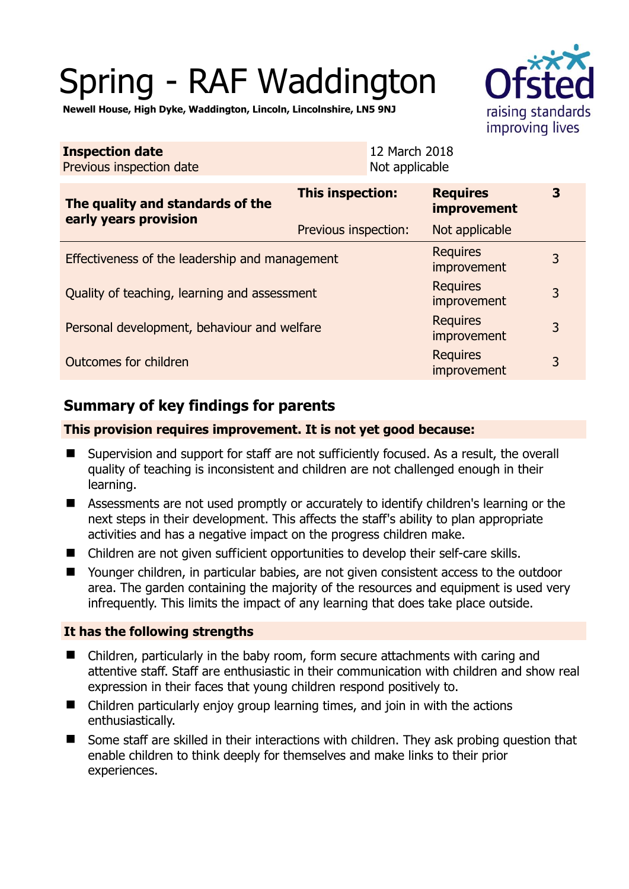# Spring - RAF Waddington

**Newell House, High Dyke, Waddington, Lincoln, Lincolnshire, LN5 9NJ**

| **Inspection date** | 12 March 2018 |
|---|---|
| Previous inspection date | Not applicable |

| **The quality and standards of the early years provision** | **This inspection:** | **Requires improvement** | **3** |
|---|---|---|---|
| | Previous inspection: | Not applicable | |
| Effectiveness of the leadership and management | | Requires improvement | 3 |
| Quality of teaching, learning and assessment | | Requires improvement | 3 |
| Personal development, behaviour and welfare | | Requires improvement | 3 |
| Outcomes for children | | Requires improvement | 3 |

## Summary of key findings for parents

**This provision requires improvement. It is not yet good because:**

- Supervision and support for staff are not sufficiently focused. As a result, the overall quality of teaching is inconsistent and children are not challenged enough in their learning.
- Assessments are not used promptly or accurately to identify children's learning or the next steps in their development. This affects the staff's ability to plan appropriate activities and has a negative impact on the progress children make.
- Children are not given sufficient opportunities to develop their self-care skills.
- Younger children, in particular babies, are not given consistent access to the outdoor area. The garden containing the majority of the resources and equipment is used very infrequently. This limits the impact of any learning that does take place outside.

**It has the following strengths**

- Children, particularly in the baby room, form secure attachments with caring and attentive staff. Staff are enthusiastic in their communication with children and show real expression in their faces that young children respond positively to.
- Children particularly enjoy group learning times, and join in with the actions enthusiastically.
- Some staff are skilled in their interactions with children. They ask probing question that enable children to think deeply for themselves and make links to their prior experiences.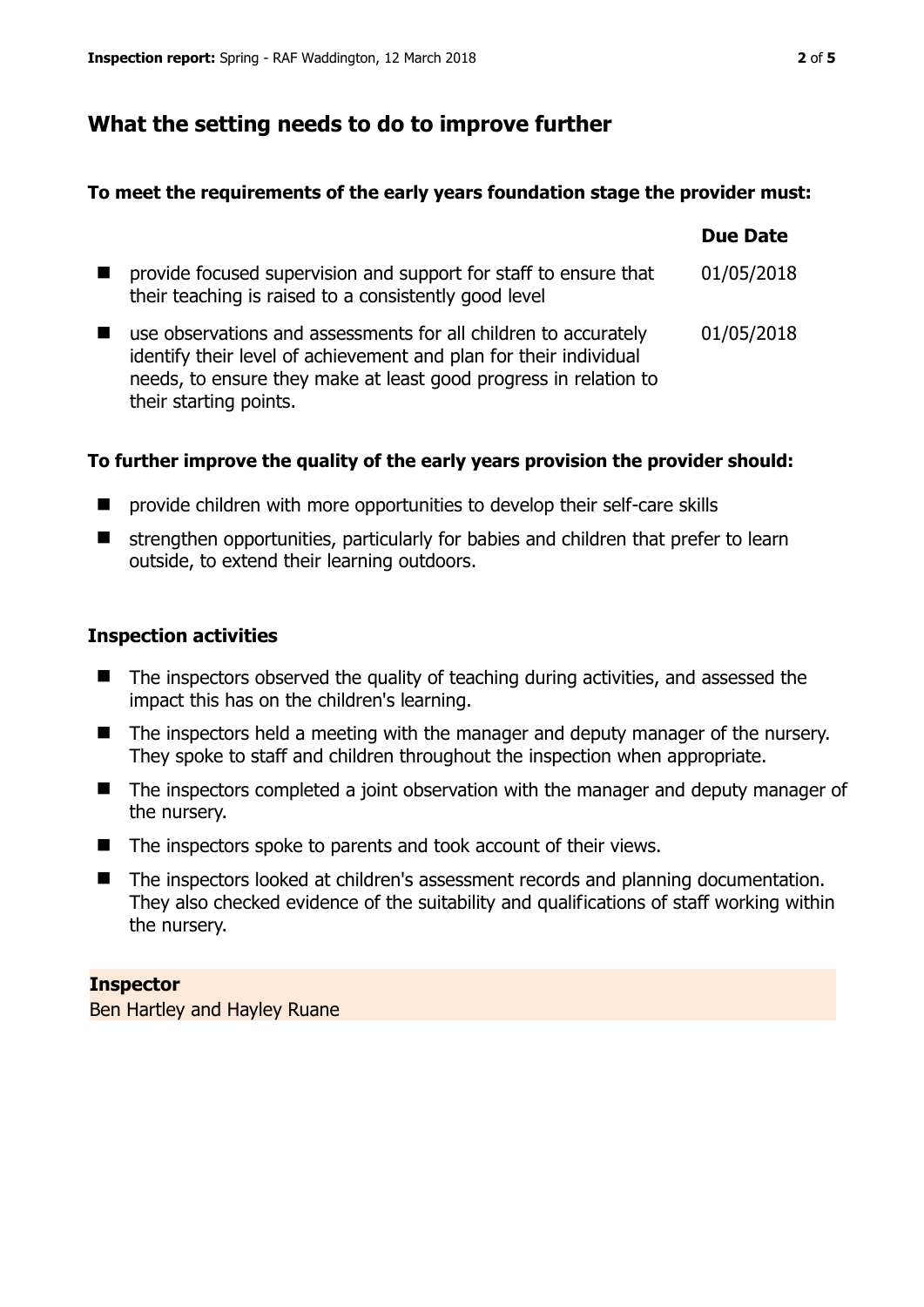## What the setting needs to do to improve further

**To meet the requirements of the early years foundation stage the provider must:**

| | Due Date |
|---|---|
| provide focused supervision and support for staff to ensure that their teaching is raised to a consistently good level | 01/05/2018 |
| use observations and assessments for all children to accurately identify their level of achievement and plan for their individual needs, to ensure they make at least good progress in relation to their starting points. | 01/05/2018 |

**To further improve the quality of the early years provision the provider should:**

- provide children with more opportunities to develop their self-care skills
- strengthen opportunities, particularly for babies and children that prefer to learn outside, to extend their learning outdoors.

### Inspection activities

- The inspectors observed the quality of teaching during activities, and assessed the impact this has on the children's learning.
- The inspectors held a meeting with the manager and deputy manager of the nursery. They spoke to staff and children throughout the inspection when appropriate.
- The inspectors completed a joint observation with the manager and deputy manager of the nursery.
- The inspectors spoke to parents and took account of their views.
- The inspectors looked at children's assessment records and planning documentation. They also checked evidence of the suitability and qualifications of staff working within the nursery.

**Inspector**
Ben Hartley and Hayley Ruane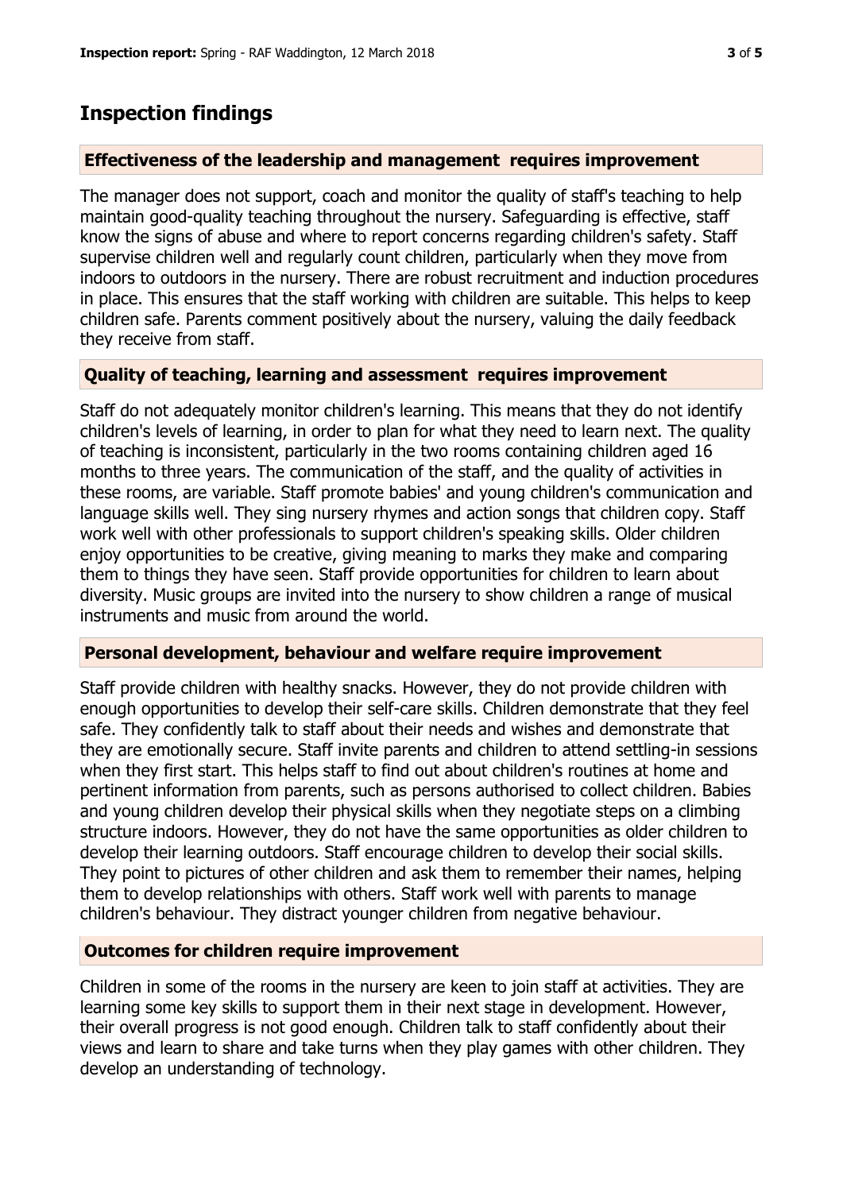## Inspection findings

### Effectiveness of the leadership and management requires improvement

The manager does not support, coach and monitor the quality of staff's teaching to help maintain good-quality teaching throughout the nursery. Safeguarding is effective, staff know the signs of abuse and where to report concerns regarding children's safety. Staff supervise children well and regularly count children, particularly when they move from indoors to outdoors in the nursery. There are robust recruitment and induction procedures in place. This ensures that the staff working with children are suitable. This helps to keep children safe. Parents comment positively about the nursery, valuing the daily feedback they receive from staff.

### Quality of teaching, learning and assessment requires improvement

Staff do not adequately monitor children's learning. This means that they do not identify children's levels of learning, in order to plan for what they need to learn next. The quality of teaching is inconsistent, particularly in the two rooms containing children aged 16 months to three years. The communication of the staff, and the quality of activities in these rooms, are variable. Staff promote babies' and young children's communication and language skills well. They sing nursery rhymes and action songs that children copy. Staff work well with other professionals to support children's speaking skills. Older children enjoy opportunities to be creative, giving meaning to marks they make and comparing them to things they have seen. Staff provide opportunities for children to learn about diversity. Music groups are invited into the nursery to show children a range of musical instruments and music from around the world.

### Personal development, behaviour and welfare require improvement

Staff provide children with healthy snacks. However, they do not provide children with enough opportunities to develop their self-care skills. Children demonstrate that they feel safe. They confidently talk to staff about their needs and wishes and demonstrate that they are emotionally secure. Staff invite parents and children to attend settling-in sessions when they first start. This helps staff to find out about children's routines at home and pertinent information from parents, such as persons authorised to collect children. Babies and young children develop their physical skills when they negotiate steps on a climbing structure indoors. However, they do not have the same opportunities as older children to develop their learning outdoors. Staff encourage children to develop their social skills. They point to pictures of other children and ask them to remember their names, helping them to develop relationships with others. Staff work well with parents to manage children's behaviour. They distract younger children from negative behaviour.

### Outcomes for children require improvement

Children in some of the rooms in the nursery are keen to join staff at activities. They are learning some key skills to support them in their next stage in development. However, their overall progress is not good enough. Children talk to staff confidently about their views and learn to share and take turns when they play games with other children. They develop an understanding of technology.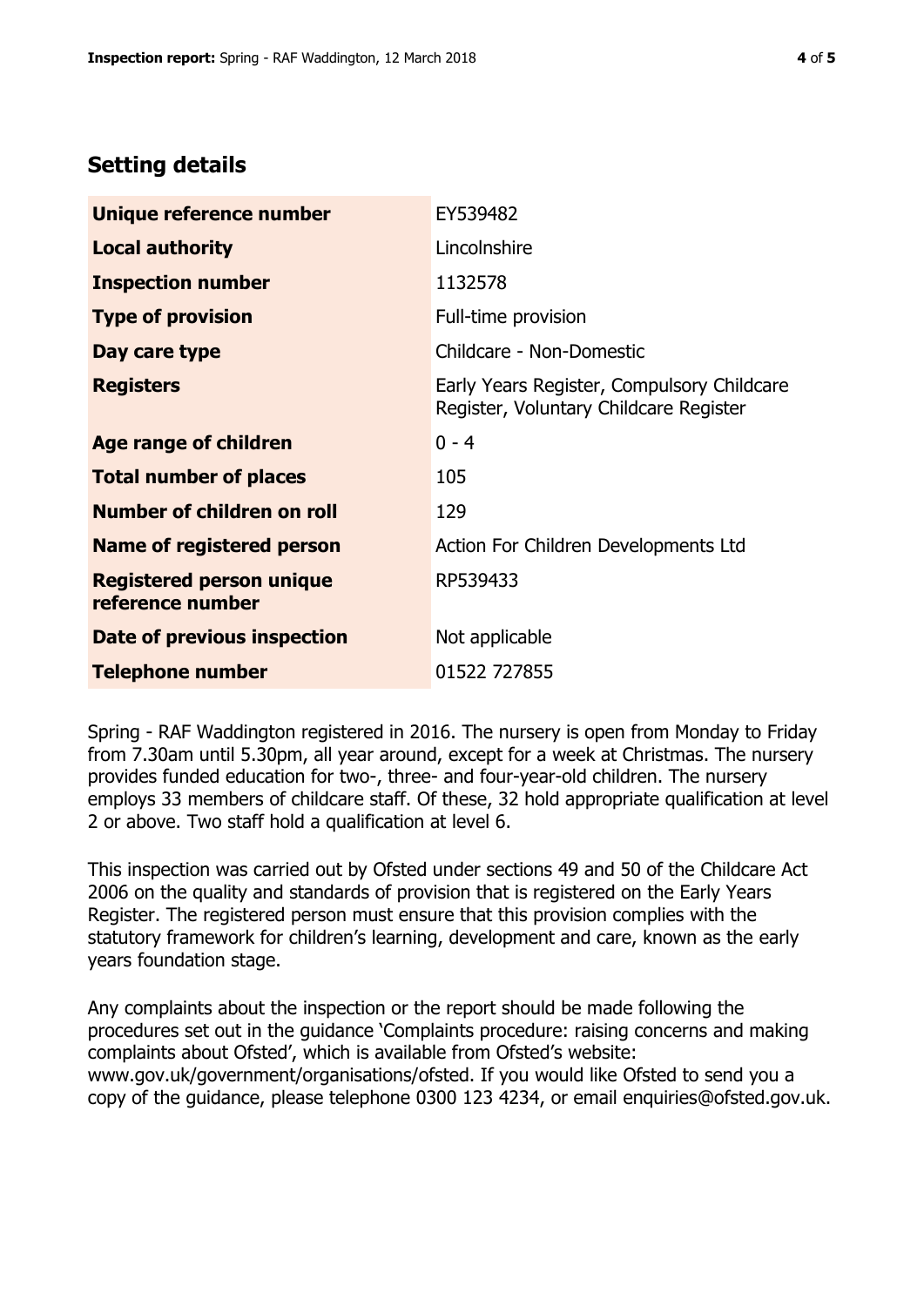## Setting details

| | |
|---|---|
| **Unique reference number** | EY539482 |
| **Local authority** | Lincolnshire |
| **Inspection number** | 1132578 |
| **Type of provision** | Full-time provision |
| **Day care type** | Childcare - Non-Domestic |
| **Registers** | Early Years Register, Compulsory Childcare Register, Voluntary Childcare Register |
| **Age range of children** | 0 - 4 |
| **Total number of places** | 105 |
| **Number of children on roll** | 129 |
| **Name of registered person** | Action For Children Developments Ltd |
| **Registered person unique reference number** | RP539433 |
| **Date of previous inspection** | Not applicable |
| **Telephone number** | 01522 727855 |

Spring - RAF Waddington registered in 2016. The nursery is open from Monday to Friday from 7.30am until 5.30pm, all year around, except for a week at Christmas. The nursery provides funded education for two-, three- and four-year-old children. The nursery employs 33 members of childcare staff. Of these, 32 hold appropriate qualification at level 2 or above. Two staff hold a qualification at level 6.

This inspection was carried out by Ofsted under sections 49 and 50 of the Childcare Act 2006 on the quality and standards of provision that is registered on the Early Years Register. The registered person must ensure that this provision complies with the statutory framework for children's learning, development and care, known as the early years foundation stage.

Any complaints about the inspection or the report should be made following the procedures set out in the guidance 'Complaints procedure: raising concerns and making complaints about Ofsted', which is available from Ofsted's website: www.gov.uk/government/organisations/ofsted. If you would like Ofsted to send you a copy of the guidance, please telephone 0300 123 4234, or email enquiries@ofsted.gov.uk.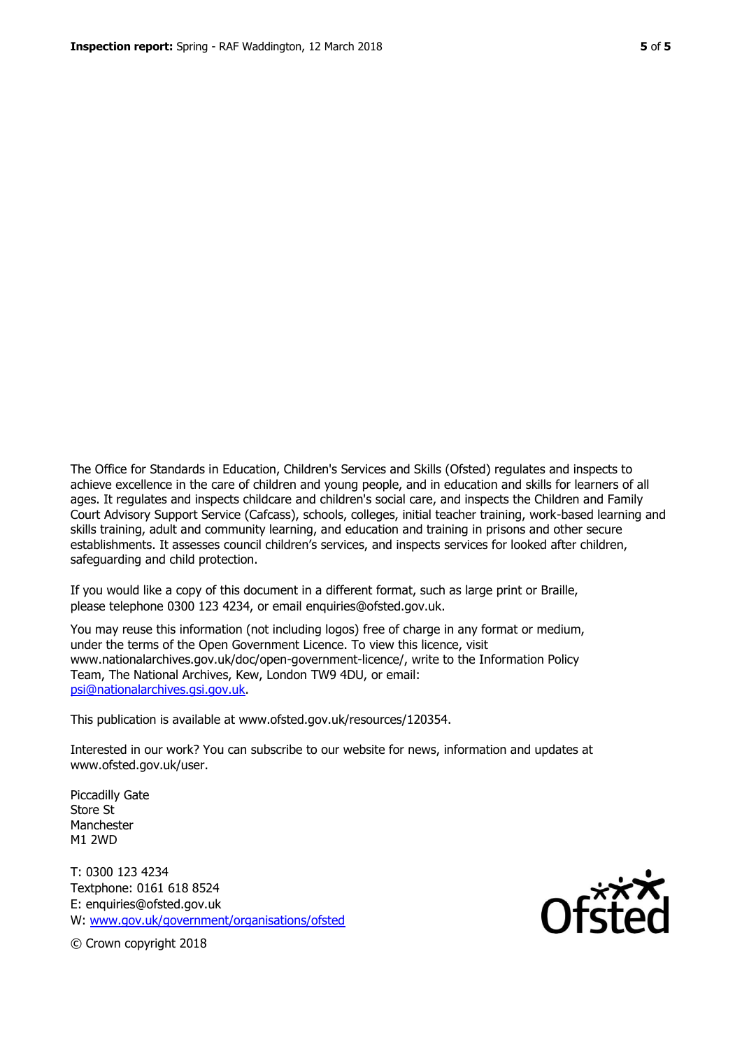The Office for Standards in Education, Children's Services and Skills (Ofsted) regulates and inspects to achieve excellence in the care of children and young people, and in education and skills for learners of all ages. It regulates and inspects childcare and children's social care, and inspects the Children and Family Court Advisory Support Service (Cafcass), schools, colleges, initial teacher training, work-based learning and skills training, adult and community learning, and education and training in prisons and other secure establishments. It assesses council children's services, and inspects services for looked after children, safeguarding and child protection.

If you would like a copy of this document in a different format, such as large print or Braille, please telephone 0300 123 4234, or email enquiries@ofsted.gov.uk.

You may reuse this information (not including logos) free of charge in any format or medium, under the terms of the Open Government Licence. To view this licence, visit www.nationalarchives.gov.uk/doc/open-government-licence/, write to the Information Policy Team, The National Archives, Kew, London TW9 4DU, or email: psi@nationalarchives.gsi.gov.uk.

This publication is available at www.ofsted.gov.uk/resources/120354.

Interested in our work? You can subscribe to our website for news, information and updates at www.ofsted.gov.uk/user.

Piccadilly Gate
Store St
Manchester
M1 2WD

T: 0300 123 4234
Textphone: 0161 618 8524
E: enquiries@ofsted.gov.uk
W: www.gov.uk/government/organisations/ofsted

© Crown copyright 2018